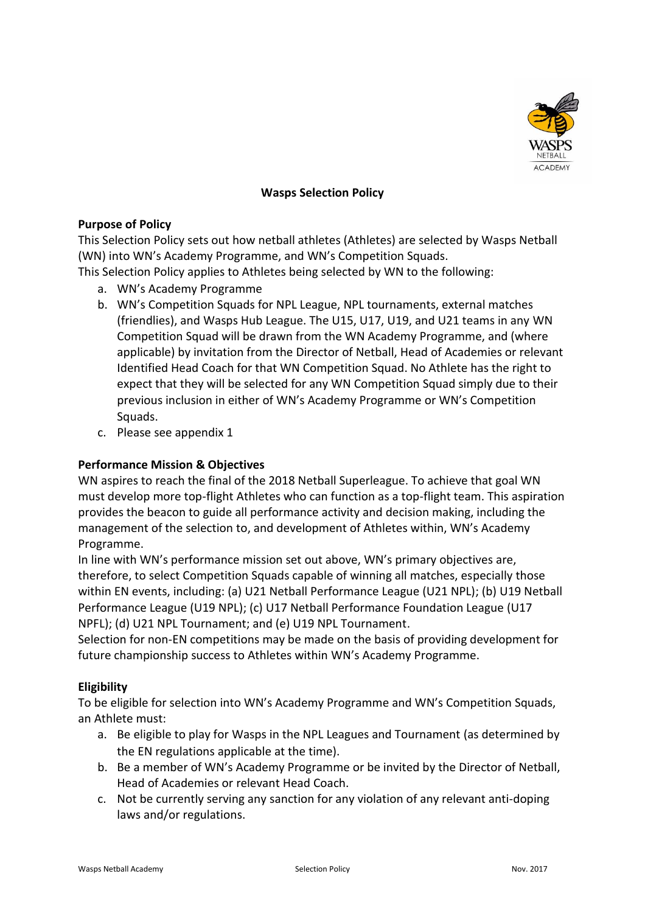# Wasps Selection Policy

## Purpose of Policy

This Selection Policy sets out how netball athletes (Athletes) are selected by Wasps Netball (WN) into WN's Academy Programme, and WN's Competition Squads.

This Selection Policy applies to Athletes being selected by WN to the following:

a. WN's Academy Programme
b. WN's Competition Squads for NPL League, NPL tournaments, external matches (friendlies), and Wasps Hub League. The U15, U17, U19, and U21 teams in any WN Competition Squad will be drawn from the WN Academy Programme, and (where applicable) by invitation from the Director of Netball, Head of Academies or relevant Identified Head Coach for that WN Competition Squad. No Athlete has the right to expect that they will be selected for any WN Competition Squad simply due to their previous inclusion in either of WN's Academy Programme or WN's Competition Squads.
c. Please see appendix 1

## Performance Mission & Objectives

WN aspires to reach the final of the 2018 Netball Superleague. To achieve that goal WN must develop more top-flight Athletes who can function as a top-flight team. This aspiration provides the beacon to guide all performance activity and decision making, including the management of the selection to, and development of Athletes within, WN's Academy Programme.

In line with WN's performance mission set out above, WN's primary objectives are, therefore, to select Competition Squads capable of winning all matches, especially those within EN events, including: (a) U21 Netball Performance League (U21 NPL); (b) U19 Netball Performance League (U19 NPL); (c) U17 Netball Performance Foundation League (U17 NPFL); (d) U21 NPL Tournament; and (e) U19 NPL Tournament.

Selection for non-EN competitions may be made on the basis of providing development for future championship success to Athletes within WN's Academy Programme.

## Eligibility

To be eligible for selection into WN's Academy Programme and WN's Competition Squads, an Athlete must:

a. Be eligible to play for Wasps in the NPL Leagues and Tournament (as determined by the EN regulations applicable at the time).
b. Be a member of WN's Academy Programme or be invited by the Director of Netball, Head of Academies or relevant Head Coach.
c. Not be currently serving any sanction for any violation of any relevant anti-doping laws and/or regulations.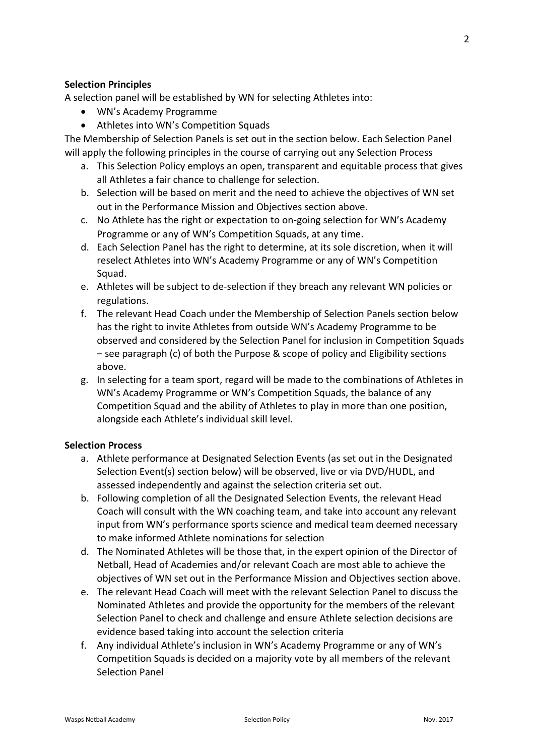**Selection Principles**

A selection panel will be established by WN for selecting Athletes into:

- WN's Academy Programme
- Athletes into WN's Competition Squads

The Membership of Selection Panels is set out in the section below. Each Selection Panel will apply the following principles in the course of carrying out any Selection Process

a. This Selection Policy employs an open, transparent and equitable process that gives all Athletes a fair chance to challenge for selection.

b. Selection will be based on merit and the need to achieve the objectives of WN set out in the Performance Mission and Objectives section above.

c. No Athlete has the right or expectation to on-going selection for WN's Academy Programme or any of WN's Competition Squads, at any time.

d. Each Selection Panel has the right to determine, at its sole discretion, when it will reselect Athletes into WN's Academy Programme or any of WN's Competition Squad.

e. Athletes will be subject to de-selection if they breach any relevant WN policies or regulations.

f. The relevant Head Coach under the Membership of Selection Panels section below has the right to invite Athletes from outside WN's Academy Programme to be observed and considered by the Selection Panel for inclusion in Competition Squads – see paragraph (c) of both the Purpose & scope of policy and Eligibility sections above.

g. In selecting for a team sport, regard will be made to the combinations of Athletes in WN's Academy Programme or WN's Competition Squads, the balance of any Competition Squad and the ability of Athletes to play in more than one position, alongside each Athlete's individual skill level.

**Selection Process**

a. Athlete performance at Designated Selection Events (as set out in the Designated Selection Event(s) section below) will be observed, live or via DVD/HUDL, and assessed independently and against the selection criteria set out.

b. Following completion of all the Designated Selection Events, the relevant Head Coach will consult with the WN coaching team, and take into account any relevant input from WN's performance sports science and medical team deemed necessary to make informed Athlete nominations for selection

d. The Nominated Athletes will be those that, in the expert opinion of the Director of Netball, Head of Academies and/or relevant Coach are most able to achieve the objectives of WN set out in the Performance Mission and Objectives section above.

e. The relevant Head Coach will meet with the relevant Selection Panel to discuss the Nominated Athletes and provide the opportunity for the members of the relevant Selection Panel to check and challenge and ensure Athlete selection decisions are evidence based taking into account the selection criteria

f. Any individual Athlete's inclusion in WN's Academy Programme or any of WN's Competition Squads is decided on a majority vote by all members of the relevant Selection Panel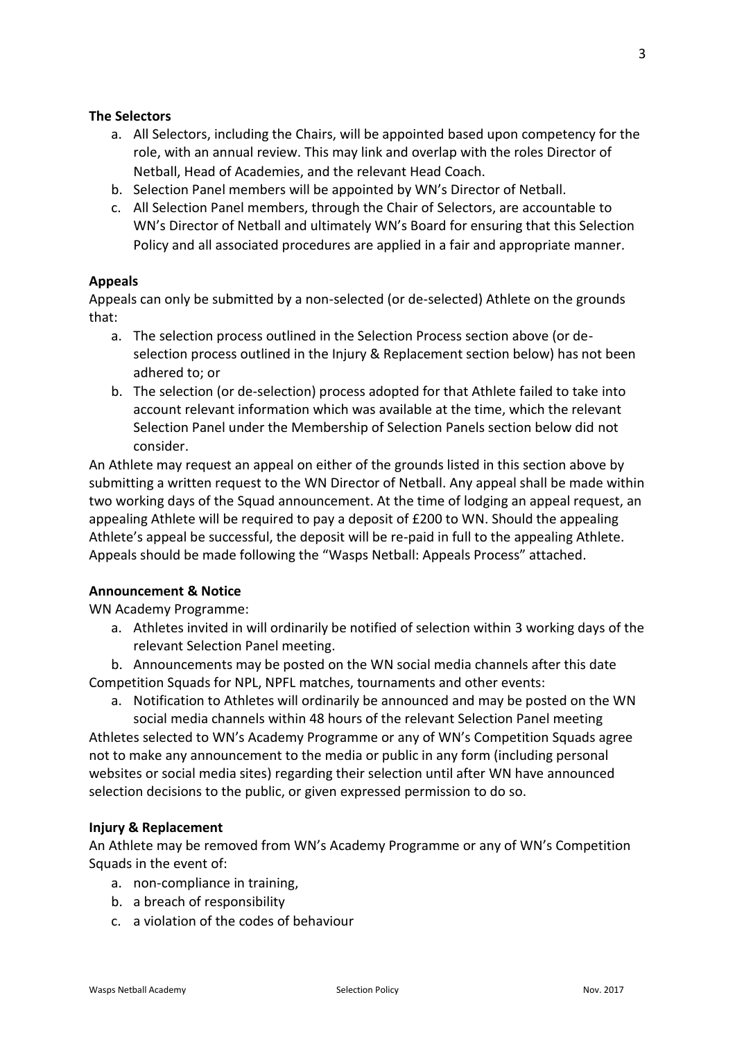**The Selectors**

a. All Selectors, including the Chairs, will be appointed based upon competency for the role, with an annual review. This may link and overlap with the roles Director of Netball, Head of Academies, and the relevant Head Coach.
b. Selection Panel members will be appointed by WN's Director of Netball.
c. All Selection Panel members, through the Chair of Selectors, are accountable to WN's Director of Netball and ultimately WN's Board for ensuring that this Selection Policy and all associated procedures are applied in a fair and appropriate manner.

**Appeals**

Appeals can only be submitted by a non-selected (or de-selected) Athlete on the grounds that:

a. The selection process outlined in the Selection Process section above (or de-selection process outlined in the Injury & Replacement section below) has not been adhered to; or
b. The selection (or de-selection) process adopted for that Athlete failed to take into account relevant information which was available at the time, which the relevant Selection Panel under the Membership of Selection Panels section below did not consider.

An Athlete may request an appeal on either of the grounds listed in this section above by submitting a written request to the WN Director of Netball. Any appeal shall be made within two working days of the Squad announcement. At the time of lodging an appeal request, an appealing Athlete will be required to pay a deposit of £200 to WN. Should the appealing Athlete's appeal be successful, the deposit will be re-paid in full to the appealing Athlete. Appeals should be made following the "Wasps Netball: Appeals Process" attached.

**Announcement & Notice**

WN Academy Programme:

a. Athletes invited in will ordinarily be notified of selection within 3 working days of the relevant Selection Panel meeting.
b. Announcements may be posted on the WN social media channels after this date

Competition Squads for NPL, NPFL matches, tournaments and other events:

a. Notification to Athletes will ordinarily be announced and may be posted on the WN social media channels within 48 hours of the relevant Selection Panel meeting

Athletes selected to WN's Academy Programme or any of WN's Competition Squads agree not to make any announcement to the media or public in any form (including personal websites or social media sites) regarding their selection until after WN have announced selection decisions to the public, or given expressed permission to do so.

**Injury & Replacement**

An Athlete may be removed from WN's Academy Programme or any of WN's Competition Squads in the event of:

a. non-compliance in training,
b. a breach of responsibility
c. a violation of the codes of behaviour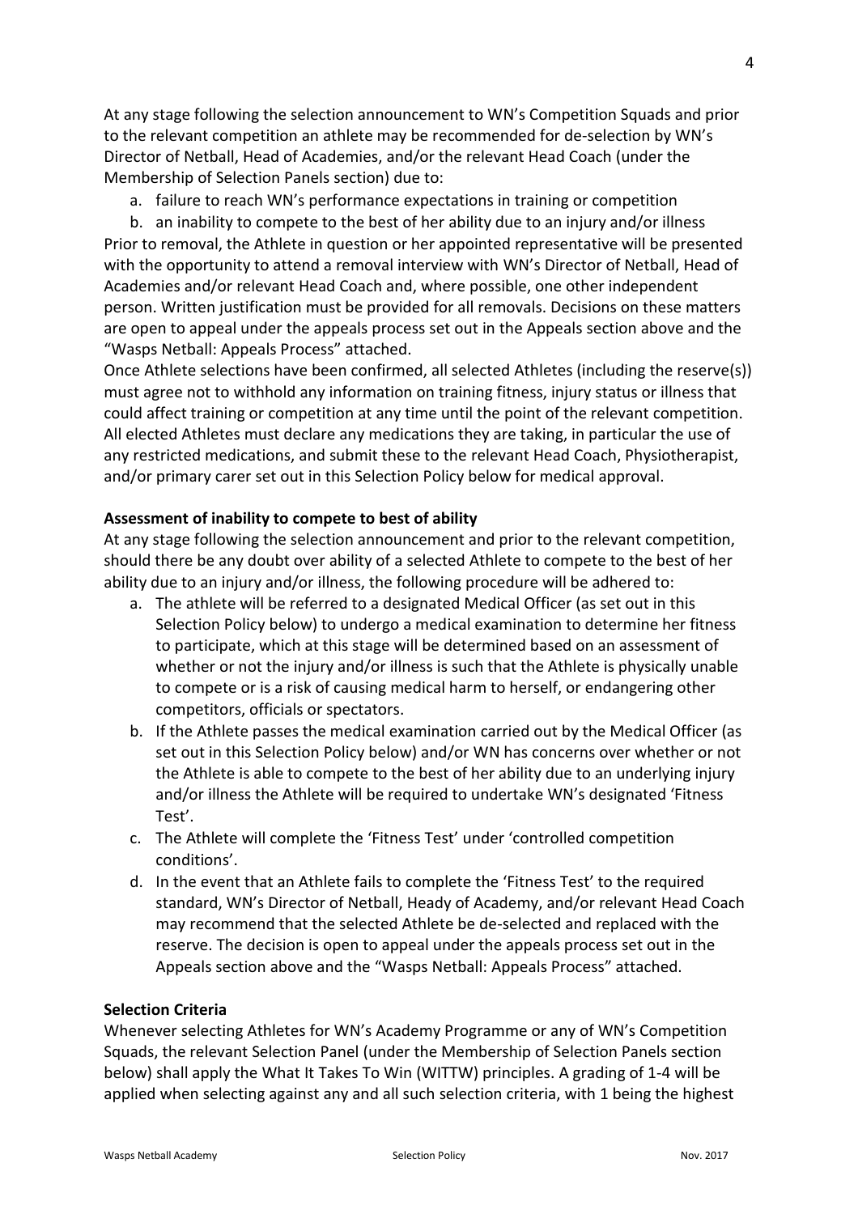At any stage following the selection announcement to WN's Competition Squads and prior to the relevant competition an athlete may be recommended for de-selection by WN's Director of Netball, Head of Academies, and/or the relevant Head Coach (under the Membership of Selection Panels section) due to:

a. failure to reach WN's performance expectations in training or competition
b. an inability to compete to the best of her ability due to an injury and/or illness

Prior to removal, the Athlete in question or her appointed representative will be presented with the opportunity to attend a removal interview with WN's Director of Netball, Head of Academies and/or relevant Head Coach and, where possible, one other independent person. Written justification must be provided for all removals. Decisions on these matters are open to appeal under the appeals process set out in the Appeals section above and the "Wasps Netball: Appeals Process" attached.

Once Athlete selections have been confirmed, all selected Athletes (including the reserve(s)) must agree not to withhold any information on training fitness, injury status or illness that could affect training or competition at any time until the point of the relevant competition. All elected Athletes must declare any medications they are taking, in particular the use of any restricted medications, and submit these to the relevant Head Coach, Physiotherapist, and/or primary carer set out in this Selection Policy below for medical approval.

**Assessment of inability to compete to best of ability**

At any stage following the selection announcement and prior to the relevant competition, should there be any doubt over ability of a selected Athlete to compete to the best of her ability due to an injury and/or illness, the following procedure will be adhered to:

a. The athlete will be referred to a designated Medical Officer (as set out in this Selection Policy below) to undergo a medical examination to determine her fitness to participate, which at this stage will be determined based on an assessment of whether or not the injury and/or illness is such that the Athlete is physically unable to compete or is a risk of causing medical harm to herself, or endangering other competitors, officials or spectators.
b. If the Athlete passes the medical examination carried out by the Medical Officer (as set out in this Selection Policy below) and/or WN has concerns over whether or not the Athlete is able to compete to the best of her ability due to an underlying injury and/or illness the Athlete will be required to undertake WN's designated 'Fitness Test'.
c. The Athlete will complete the 'Fitness Test' under 'controlled competition conditions'.
d. In the event that an Athlete fails to complete the 'Fitness Test' to the required standard, WN's Director of Netball, Heady of Academy, and/or relevant Head Coach may recommend that the selected Athlete be de-selected and replaced with the reserve. The decision is open to appeal under the appeals process set out in the Appeals section above and the "Wasps Netball: Appeals Process" attached.

**Selection Criteria**

Whenever selecting Athletes for WN's Academy Programme or any of WN's Competition Squads, the relevant Selection Panel (under the Membership of Selection Panels section below) shall apply the What It Takes To Win (WITTW) principles. A grading of 1-4 will be applied when selecting against any and all such selection criteria, with 1 being the highest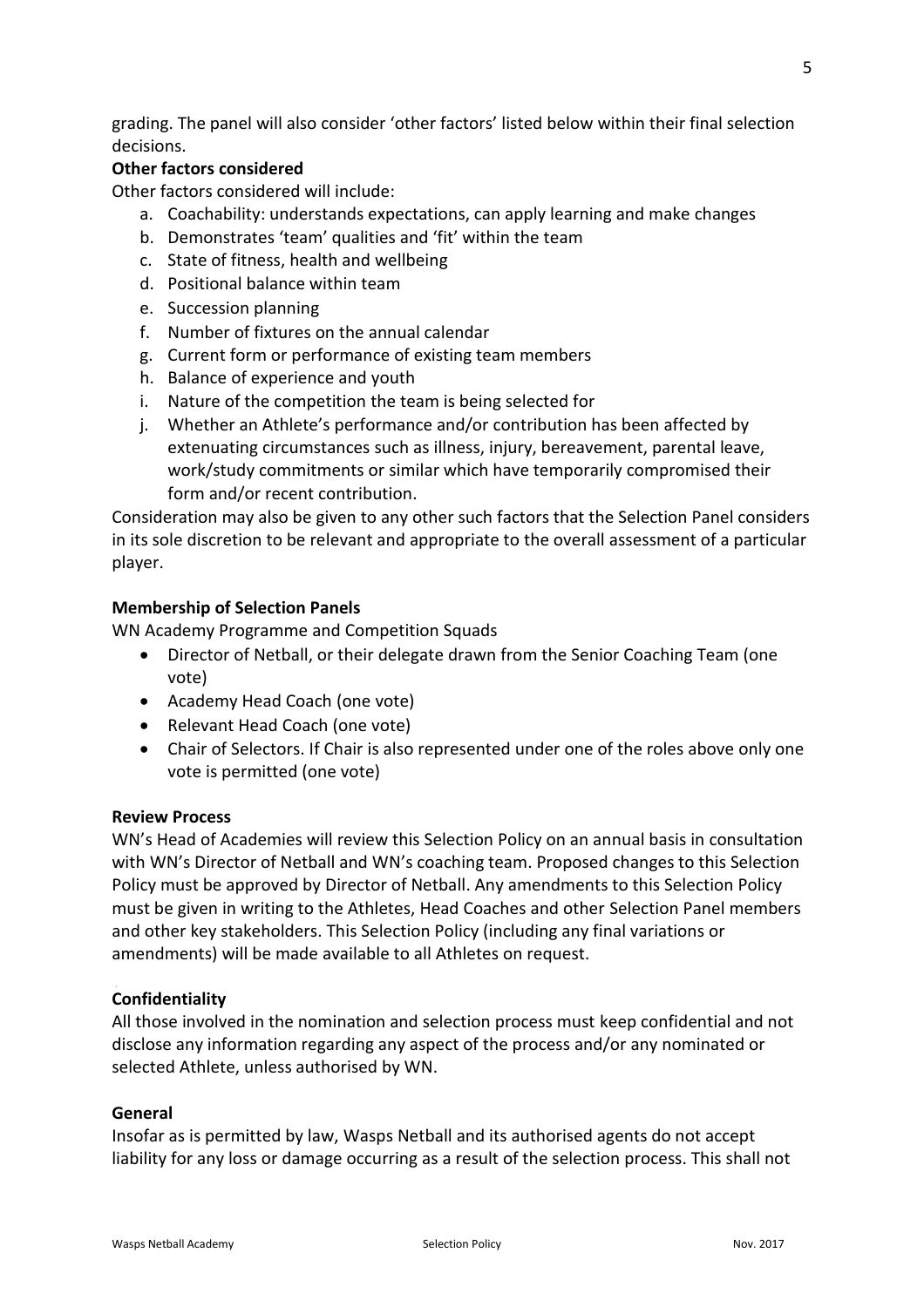grading. The panel will also consider 'other factors' listed below within their final selection decisions.

**Other factors considered**

Other factors considered will include:

a. Coachability: understands expectations, can apply learning and make changes
b. Demonstrates 'team' qualities and 'fit' within the team
c. State of fitness, health and wellbeing
d. Positional balance within team
e. Succession planning
f. Number of fixtures on the annual calendar
g. Current form or performance of existing team members
h. Balance of experience and youth
i. Nature of the competition the team is being selected for
j. Whether an Athlete's performance and/or contribution has been affected by extenuating circumstances such as illness, injury, bereavement, parental leave, work/study commitments or similar which have temporarily compromised their form and/or recent contribution.

Consideration may also be given to any other such factors that the Selection Panel considers in its sole discretion to be relevant and appropriate to the overall assessment of a particular player.

**Membership of Selection Panels**

WN Academy Programme and Competition Squads

- Director of Netball, or their delegate drawn from the Senior Coaching Team (one vote)
- Academy Head Coach (one vote)
- Relevant Head Coach (one vote)
- Chair of Selectors. If Chair is also represented under one of the roles above only one vote is permitted (one vote)

**Review Process**

WN's Head of Academies will review this Selection Policy on an annual basis in consultation with WN's Director of Netball and WN's coaching team. Proposed changes to this Selection Policy must be approved by Director of Netball. Any amendments to this Selection Policy must be given in writing to the Athletes, Head Coaches and other Selection Panel members and other key stakeholders. This Selection Policy (including any final variations or amendments) will be made available to all Athletes on request.

**Confidentiality**

All those involved in the nomination and selection process must keep confidential and not disclose any information regarding any aspect of the process and/or any nominated or selected Athlete, unless authorised by WN.

**General**

Insofar as is permitted by law, Wasps Netball and its authorised agents do not accept liability for any loss or damage occurring as a result of the selection process. This shall not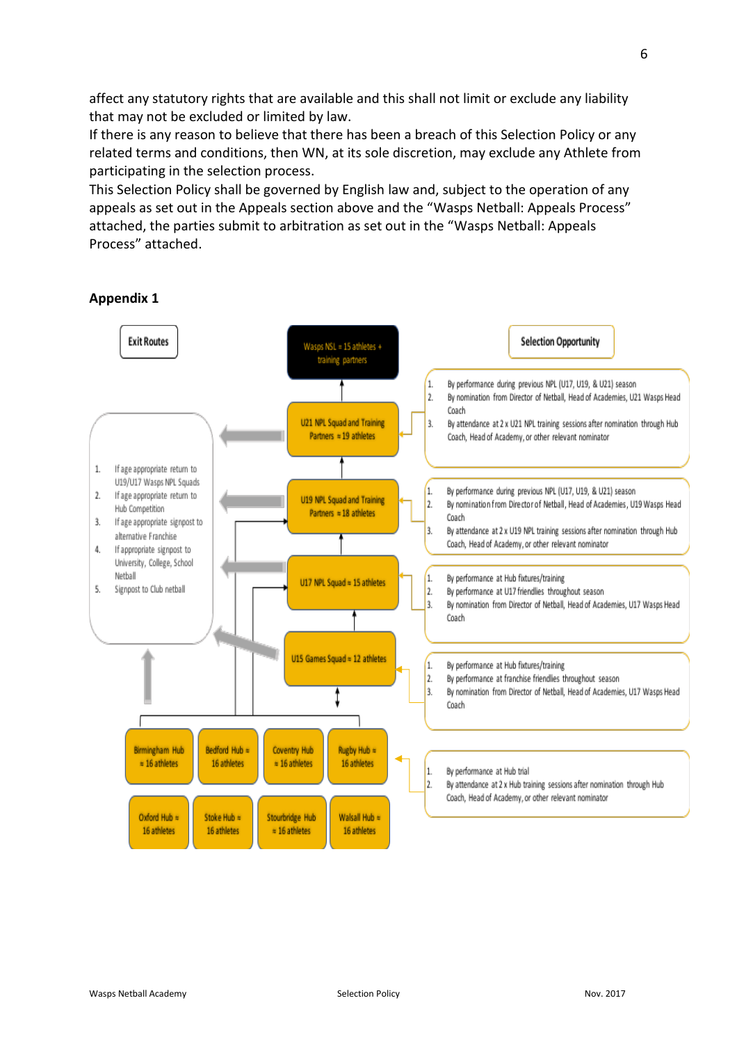affect any statutory rights that are available and this shall not limit or exclude any liability that may not be excluded or limited by law.
If there is any reason to believe that there has been a breach of this Selection Policy or any related terms and conditions, then WN, at its sole discretion, may exclude any Athlete from participating in the selection process.
This Selection Policy shall be governed by English law and, subject to the operation of any appeals as set out in the Appeals section above and the "Wasps Netball: Appeals Process" attached, the parties submit to arbitration as set out in the "Wasps Netball: Appeals Process" attached.

**Appendix 1**

Exit Routes

Wasps NSL = 15 athletes + training partners

Selection Opportunity

1. If age appropriate return to U19/U17 Wasps NPL Squads
2. If age appropriate return to Hub Competition
3. If age appropriate signpost to alternative Franchise
4. If appropriate signpost to University, College, School Netball
5. Signpost to Club netball

U21 NPL Squad and Training Partners = 19 athletes

1. By performance during previous NPL (U17, U19, & U21) season
2. By nomination from Director of Netball, Head of Academies, U21 Wasps Head Coach
3. By attendance at 2 x U21 NPL training sessions after nomination through Hub Coach, Head of Academy, or other relevant nominator

U19 NPL Squad and Training Partners = 18 athletes

1. By performance during previous NPL (U17, U19, & U21) season
2. By nomination from Director of Netball, Head of Academies, U19 Wasps Head Coach
3. By attendance at 2 x U19 NPL training sessions after nomination through Hub Coach, Head of Academy, or other relevant nominator

U17 NPL Squad = 15 athletes

1. By performance at Hub fixtures/training
2. By performance at U17 friendlies throughout season
3. By nomination from Director of Netball, Head of Academies, U17 Wasps Head Coach

U15 Games Squad = 12 athletes

1. By performance at Hub fixtures/training
2. By performance at franchise friendlies throughout season
3. By nomination from Director of Netball, Head of Academies, U17 Wasps Head Coach

Birmingham Hub = 16 athletes

Bedford Hub = 16 athletes

Coventry Hub = 16 athletes

Rugby Hub = 16 athletes

Oxford Hub = 16 athletes

Stoke Hub = 16 athletes

Stourbridge Hub = 16 athletes

Walsall Hub = 16 athletes

1. By performance at Hub trial
2. By attendance at 2 x Hub training sessions after nomination through Hub Coach, Head of Academy, or other relevant nominator